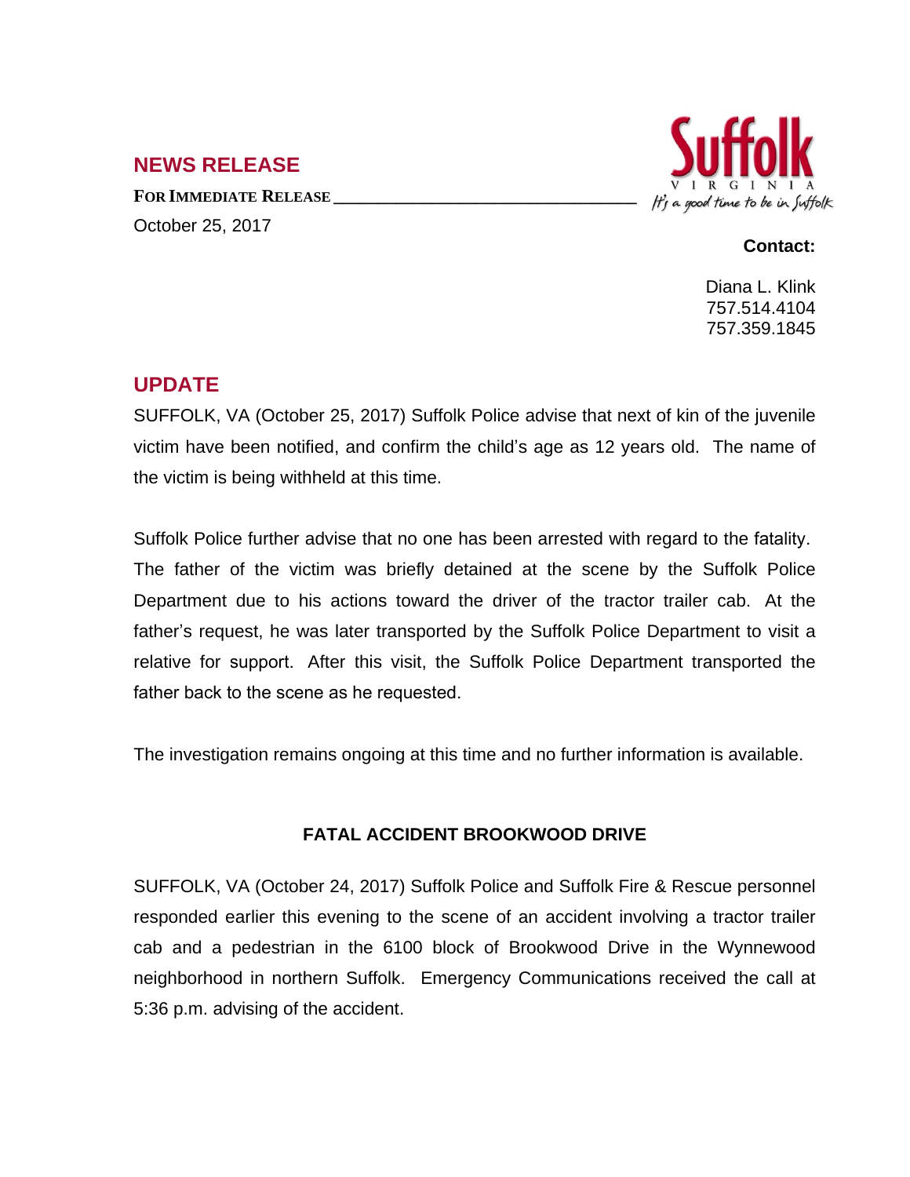## NEWS RELEASE

**FOR IMMEDIATE RELEASE**

October 25, 2017

**Contact:**

Diana L. Klink
757.514.4104
757.359.1845

## UPDATE

SUFFOLK, VA (October 25, 2017) Suffolk Police advise that next of kin of the juvenile victim have been notified, and confirm the child's age as 12 years old. The name of the victim is being withheld at this time.

Suffolk Police further advise that no one has been arrested with regard to the fatality. The father of the victim was briefly detained at the scene by the Suffolk Police Department due to his actions toward the driver of the tractor trailer cab. At the father's request, he was later transported by the Suffolk Police Department to visit a relative for support. After this visit, the Suffolk Police Department transported the father back to the scene as he requested.

The investigation remains ongoing at this time and no further information is available.

**FATAL ACCIDENT BROOKWOOD DRIVE**

SUFFOLK, VA (October 24, 2017) Suffolk Police and Suffolk Fire & Rescue personnel responded earlier this evening to the scene of an accident involving a tractor trailer cab and a pedestrian in the 6100 block of Brookwood Drive in the Wynnewood neighborhood in northern Suffolk. Emergency Communications received the call at 5:36 p.m. advising of the accident.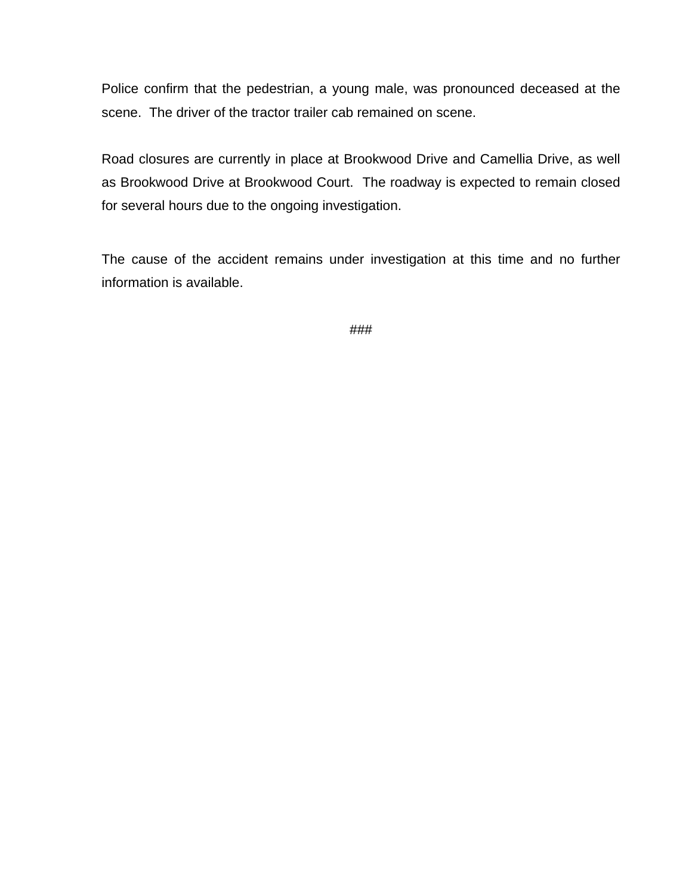Police confirm that the pedestrian, a young male, was pronounced deceased at the scene. The driver of the tractor trailer cab remained on scene.

Road closures are currently in place at Brookwood Drive and Camellia Drive, as well as Brookwood Drive at Brookwood Court. The roadway is expected to remain closed for several hours due to the ongoing investigation.

The cause of the accident remains under investigation at this time and no further information is available.

###